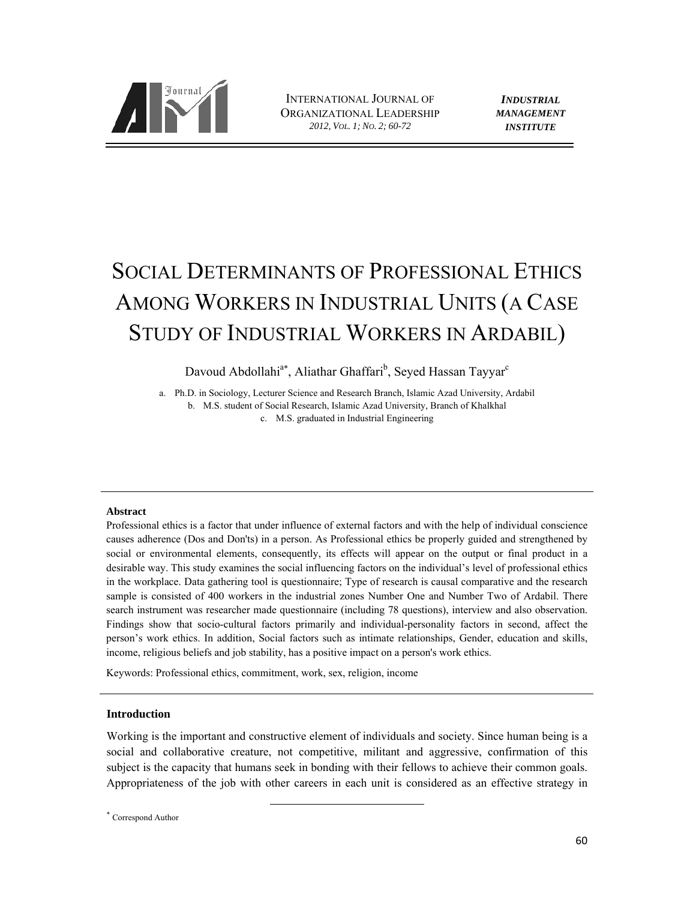# Social Determinants of Professional Ethics Among Workers in Industrial Units (a Case Study of Industrial Workers in Ardabil)

Davoud Abdollahi[a*], Aliathar Ghaffari[b], Seyed Hassan Tayyar[c]

a. Ph.D. in Sociology, Lecturer Science and Research Branch, Islamic Azad University, Ardabil

b. M.S. student of Social Research, Islamic Azad University, Branch of Khalkhal

c. M.S. graduated in Industrial Engineering

---

**Abstract**

Professional ethics is a factor that under influence of external factors and with the help of individual conscience causes adherence (Dos and Don'ts) in a person. As Professional ethics be properly guided and strengthened by social or environmental elements, consequently, its effects will appear on the output or final product in a desirable way. This study examines the social influencing factors on the individual's level of professional ethics in the workplace. Data gathering tool is questionnaire; Type of research is causal comparative and the research sample is consisted of 400 workers in the industrial zones Number One and Number Two of Ardabil. There search instrument was researcher made questionnaire (including 78 questions), interview and also observation. Findings show that socio-cultural factors primarily and individual-personality factors in second, affect the person's work ethics. In addition, Social factors such as intimate relationships, Gender, education and skills, income, religious beliefs and job stability, has a positive impact on a person's work ethics.

Keywords: Professional ethics, commitment, work, sex, religion, income

---

## Introduction

Working is the important and constructive element of individuals and society. Since human being is a social and collaborative creature, not competitive, militant and aggressive, confirmation of this subject is the capacity that humans seek in bonding with their fellows to achieve their common goals. Appropriateness of the job with other careers in each unit is considered as an effective strategy in

---

[*] Correspond Author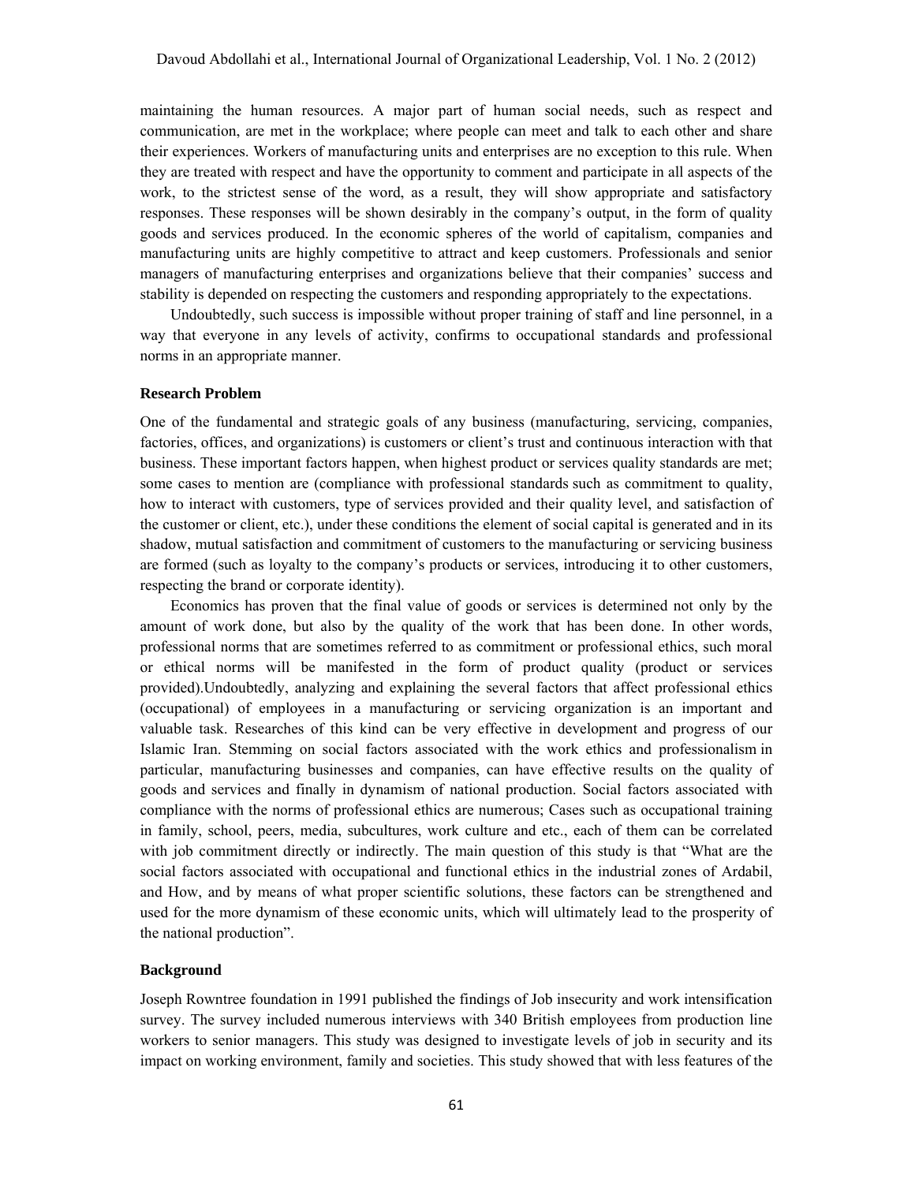maintaining the human resources. A major part of human social needs, such as respect and communication, are met in the workplace; where people can meet and talk to each other and share their experiences. Workers of manufacturing units and enterprises are no exception to this rule. When they are treated with respect and have the opportunity to comment and participate in all aspects of the work, to the strictest sense of the word, as a result, they will show appropriate and satisfactory responses. These responses will be shown desirably in the company's output, in the form of quality goods and services produced. In the economic spheres of the world of capitalism, companies and manufacturing units are highly competitive to attract and keep customers. Professionals and senior managers of manufacturing enterprises and organizations believe that their companies' success and stability is depended on respecting the customers and responding appropriately to the expectations.

Undoubtedly, such success is impossible without proper training of staff and line personnel, in a way that everyone in any levels of activity, confirms to occupational standards and professional norms in an appropriate manner.

**Research Problem**

One of the fundamental and strategic goals of any business (manufacturing, servicing, companies, factories, offices, and organizations) is customers or client's trust and continuous interaction with that business. These important factors happen, when highest product or services quality standards are met; some cases to mention are (compliance with professional standards such as commitment to quality, how to interact with customers, type of services provided and their quality level, and satisfaction of the customer or client, etc.), under these conditions the element of social capital is generated and in its shadow, mutual satisfaction and commitment of customers to the manufacturing or servicing business are formed (such as loyalty to the company's products or services, introducing it to other customers, respecting the brand or corporate identity).

Economics has proven that the final value of goods or services is determined not only by the amount of work done, but also by the quality of the work that has been done. In other words, professional norms that are sometimes referred to as commitment or professional ethics, such moral or ethical norms will be manifested in the form of product quality (product or services provided).Undoubtedly, analyzing and explaining the several factors that affect professional ethics (occupational) of employees in a manufacturing or servicing organization is an important and valuable task. Researches of this kind can be very effective in development and progress of our Islamic Iran. Stemming on social factors associated with the work ethics and professionalism in particular, manufacturing businesses and companies, can have effective results on the quality of goods and services and finally in dynamism of national production. Social factors associated with compliance with the norms of professional ethics are numerous; Cases such as occupational training in family, school, peers, media, subcultures, work culture and etc., each of them can be correlated with job commitment directly or indirectly. The main question of this study is that "What are the social factors associated with occupational and functional ethics in the industrial zones of Ardabil, and How, and by means of what proper scientific solutions, these factors can be strengthened and used for the more dynamism of these economic units, which will ultimately lead to the prosperity of the national production".

**Background**

Joseph Rowntree foundation in 1991 published the findings of Job insecurity and work intensification survey. The survey included numerous interviews with 340 British employees from production line workers to senior managers. This study was designed to investigate levels of job in security and its impact on working environment, family and societies. This study showed that with less features of the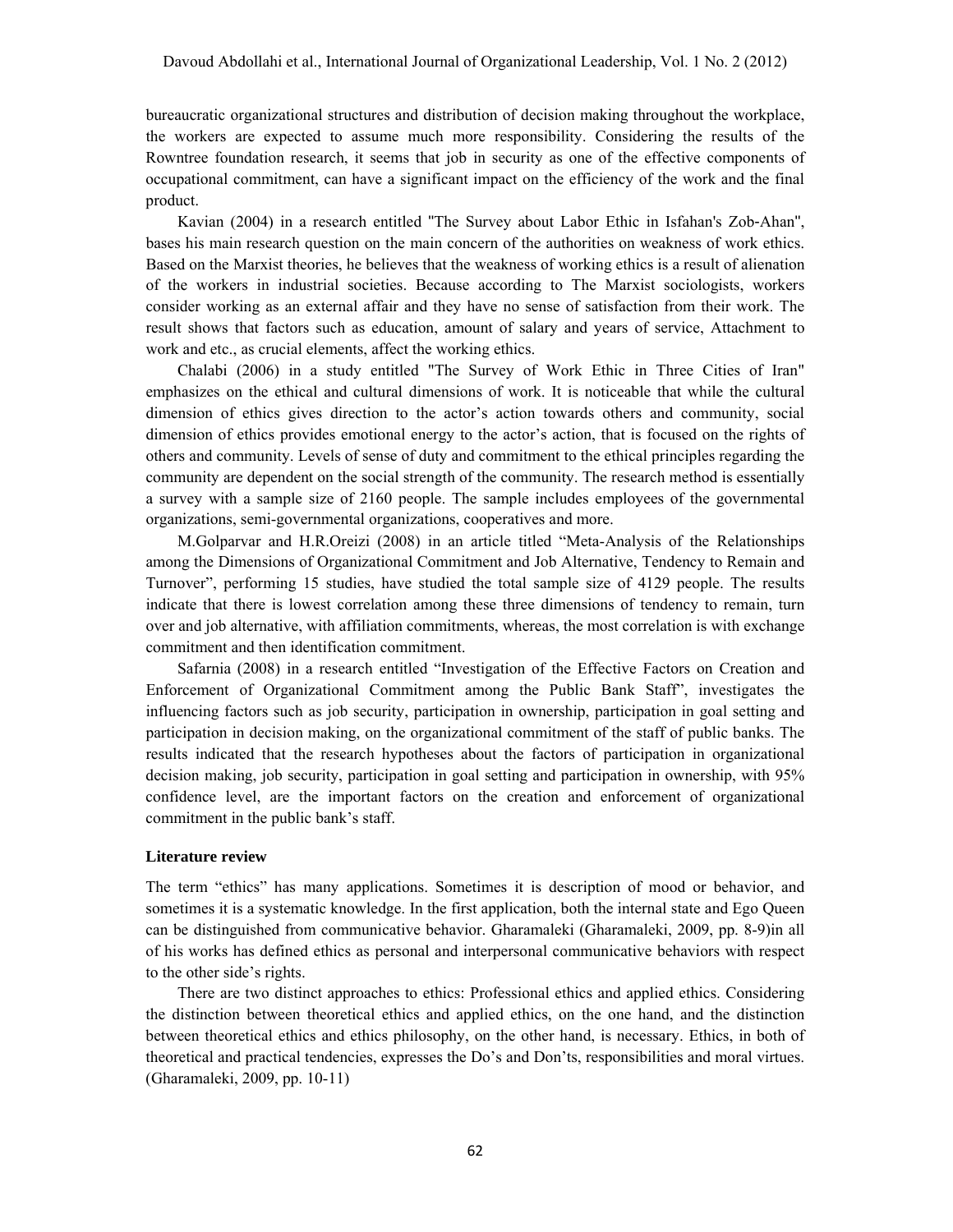bureaucratic organizational structures and distribution of decision making throughout the workplace, the workers are expected to assume much more responsibility. Considering the results of the Rowntree foundation research, it seems that job in security as one of the effective components of occupational commitment, can have a significant impact on the efficiency of the work and the final product.

Kavian (2004) in a research entitled "The Survey about Labor Ethic in Isfahan's Zob-Ahan", bases his main research question on the main concern of the authorities on weakness of work ethics. Based on the Marxist theories, he believes that the weakness of working ethics is a result of alienation of the workers in industrial societies. Because according to The Marxist sociologists, workers consider working as an external affair and they have no sense of satisfaction from their work. The result shows that factors such as education, amount of salary and years of service, Attachment to work and etc., as crucial elements, affect the working ethics.

Chalabi (2006) in a study entitled "The Survey of Work Ethic in Three Cities of Iran" emphasizes on the ethical and cultural dimensions of work. It is noticeable that while the cultural dimension of ethics gives direction to the actor's action towards others and community, social dimension of ethics provides emotional energy to the actor's action, that is focused on the rights of others and community. Levels of sense of duty and commitment to the ethical principles regarding the community are dependent on the social strength of the community. The research method is essentially a survey with a sample size of 2160 people. The sample includes employees of the governmental organizations, semi-governmental organizations, cooperatives and more.

M.Golparvar and H.R.Oreizi (2008) in an article titled "Meta-Analysis of the Relationships among the Dimensions of Organizational Commitment and Job Alternative, Tendency to Remain and Turnover", performing 15 studies, have studied the total sample size of 4129 people. The results indicate that there is lowest correlation among these three dimensions of tendency to remain, turn over and job alternative, with affiliation commitments, whereas, the most correlation is with exchange commitment and then identification commitment.

Safarnia (2008) in a research entitled "Investigation of the Effective Factors on Creation and Enforcement of Organizational Commitment among the Public Bank Staff", investigates the influencing factors such as job security, participation in ownership, participation in goal setting and participation in decision making, on the organizational commitment of the staff of public banks. The results indicated that the research hypotheses about the factors of participation in organizational decision making, job security, participation in goal setting and participation in ownership, with 95% confidence level, are the important factors on the creation and enforcement of organizational commitment in the public bank's staff.

### Literature review

The term "ethics" has many applications. Sometimes it is description of mood or behavior, and sometimes it is a systematic knowledge. In the first application, both the internal state and Ego Queen can be distinguished from communicative behavior. Gharamaleki (Gharamaleki, 2009, pp. 8-9)in all of his works has defined ethics as personal and interpersonal communicative behaviors with respect to the other side's rights.

There are two distinct approaches to ethics: Professional ethics and applied ethics. Considering the distinction between theoretical ethics and applied ethics, on the one hand, and the distinction between theoretical ethics and ethics philosophy, on the other hand, is necessary. Ethics, in both of theoretical and practical tendencies, expresses the Do's and Don'ts, responsibilities and moral virtues. (Gharamaleki, 2009, pp. 10-11)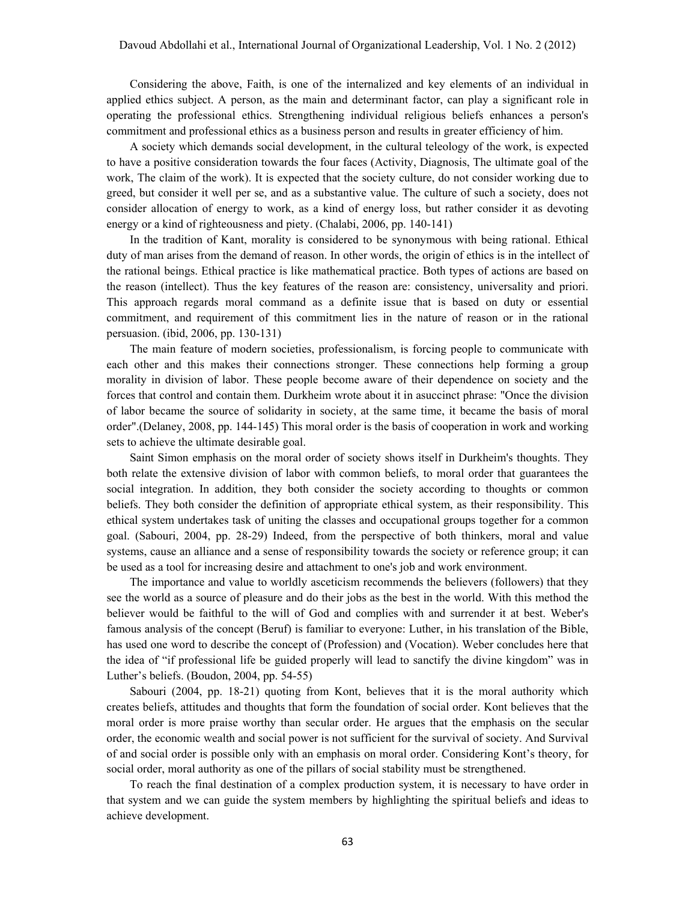Considering the above, Faith, is one of the internalized and key elements of an individual in applied ethics subject. A person, as the main and determinant factor, can play a significant role in operating the professional ethics. Strengthening individual religious beliefs enhances a person's commitment and professional ethics as a business person and results in greater efficiency of him.

A society which demands social development, in the cultural teleology of the work, is expected to have a positive consideration towards the four faces (Activity, Diagnosis, The ultimate goal of the work, The claim of the work). It is expected that the society culture, do not consider working due to greed, but consider it well per se, and as a substantive value. The culture of such a society, does not consider allocation of energy to work, as a kind of energy loss, but rather consider it as devoting energy or a kind of righteousness and piety. (Chalabi, 2006, pp. 140-141)

In the tradition of Kant, morality is considered to be synonymous with being rational. Ethical duty of man arises from the demand of reason. In other words, the origin of ethics is in the intellect of the rational beings. Ethical practice is like mathematical practice. Both types of actions are based on the reason (intellect). Thus the key features of the reason are: consistency, universality and priori. This approach regards moral command as a definite issue that is based on duty or essential commitment, and requirement of this commitment lies in the nature of reason or in the rational persuasion. (ibid, 2006, pp. 130-131)

The main feature of modern societies, professionalism, is forcing people to communicate with each other and this makes their connections stronger. These connections help forming a group morality in division of labor. These people become aware of their dependence on society and the forces that control and contain them. Durkheim wrote about it in asuccinct phrase: "Once the division of labor became the source of solidarity in society, at the same time, it became the basis of moral order".(Delaney, 2008, pp. 144-145) This moral order is the basis of cooperation in work and working sets to achieve the ultimate desirable goal.

Saint Simon emphasis on the moral order of society shows itself in Durkheim's thoughts. They both relate the extensive division of labor with common beliefs, to moral order that guarantees the social integration. In addition, they both consider the society according to thoughts or common beliefs. They both consider the definition of appropriate ethical system, as their responsibility. This ethical system undertakes task of uniting the classes and occupational groups together for a common goal. (Sabouri, 2004, pp. 28-29) Indeed, from the perspective of both thinkers, moral and value systems, cause an alliance and a sense of responsibility towards the society or reference group; it can be used as a tool for increasing desire and attachment to one's job and work environment.

The importance and value to worldly asceticism recommends the believers (followers) that they see the world as a source of pleasure and do their jobs as the best in the world. With this method the believer would be faithful to the will of God and complies with and surrender it at best. Weber's famous analysis of the concept (Beruf) is familiar to everyone: Luther, in his translation of the Bible, has used one word to describe the concept of (Profession) and (Vocation). Weber concludes here that the idea of "if professional life be guided properly will lead to sanctify the divine kingdom" was in Luther's beliefs. (Boudon, 2004, pp. 54-55)

Sabouri (2004, pp. 18-21) quoting from Kont, believes that it is the moral authority which creates beliefs, attitudes and thoughts that form the foundation of social order. Kont believes that the moral order is more praise worthy than secular order. He argues that the emphasis on the secular order, the economic wealth and social power is not sufficient for the survival of society. And Survival of and social order is possible only with an emphasis on moral order. Considering Kont's theory, for social order, moral authority as one of the pillars of social stability must be strengthened.

To reach the final destination of a complex production system, it is necessary to have order in that system and we can guide the system members by highlighting the spiritual beliefs and ideas to achieve development.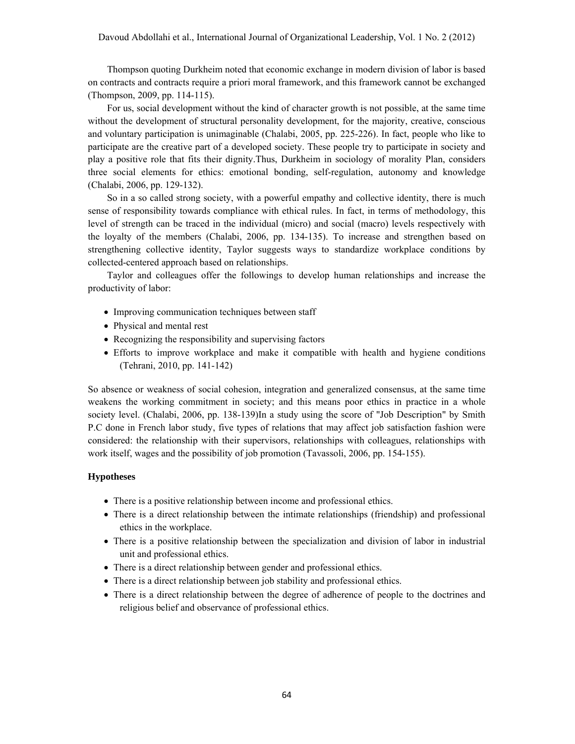Thompson quoting Durkheim noted that economic exchange in modern division of labor is based on contracts and contracts require a priori moral framework, and this framework cannot be exchanged (Thompson, 2009, pp. 114-115).

For us, social development without the kind of character growth is not possible, at the same time without the development of structural personality development, for the majority, creative, conscious and voluntary participation is unimaginable (Chalabi, 2005, pp. 225-226). In fact, people who like to participate are the creative part of a developed society. These people try to participate in society and play a positive role that fits their dignity.Thus, Durkheim in sociology of morality Plan, considers three social elements for ethics: emotional bonding, self-regulation, autonomy and knowledge (Chalabi, 2006, pp. 129-132).

So in a so called strong society, with a powerful empathy and collective identity, there is much sense of responsibility towards compliance with ethical rules. In fact, in terms of methodology, this level of strength can be traced in the individual (micro) and social (macro) levels respectively with the loyalty of the members (Chalabi, 2006, pp. 134-135). To increase and strengthen based on strengthening collective identity, Taylor suggests ways to standardize workplace conditions by collected-centered approach based on relationships.

Taylor and colleagues offer the followings to develop human relationships and increase the productivity of labor:

- Improving communication techniques between staff
- Physical and mental rest
- Recognizing the responsibility and supervising factors
- Efforts to improve workplace and make it compatible with health and hygiene conditions (Tehrani, 2010, pp. 141-142)

So absence or weakness of social cohesion, integration and generalized consensus, at the same time weakens the working commitment in society; and this means poor ethics in practice in a whole society level. (Chalabi, 2006, pp. 138-139)In a study using the score of "Job Description" by Smith P.C done in French labor study, five types of relations that may affect job satisfaction fashion were considered: the relationship with their supervisors, relationships with colleagues, relationships with work itself, wages and the possibility of job promotion (Tavassoli, 2006, pp. 154-155).

**Hypotheses**

- There is a positive relationship between income and professional ethics.
- There is a direct relationship between the intimate relationships (friendship) and professional ethics in the workplace.
- There is a positive relationship between the specialization and division of labor in industrial unit and professional ethics.
- There is a direct relationship between gender and professional ethics.
- There is a direct relationship between job stability and professional ethics.
- There is a direct relationship between the degree of adherence of people to the doctrines and religious belief and observance of professional ethics.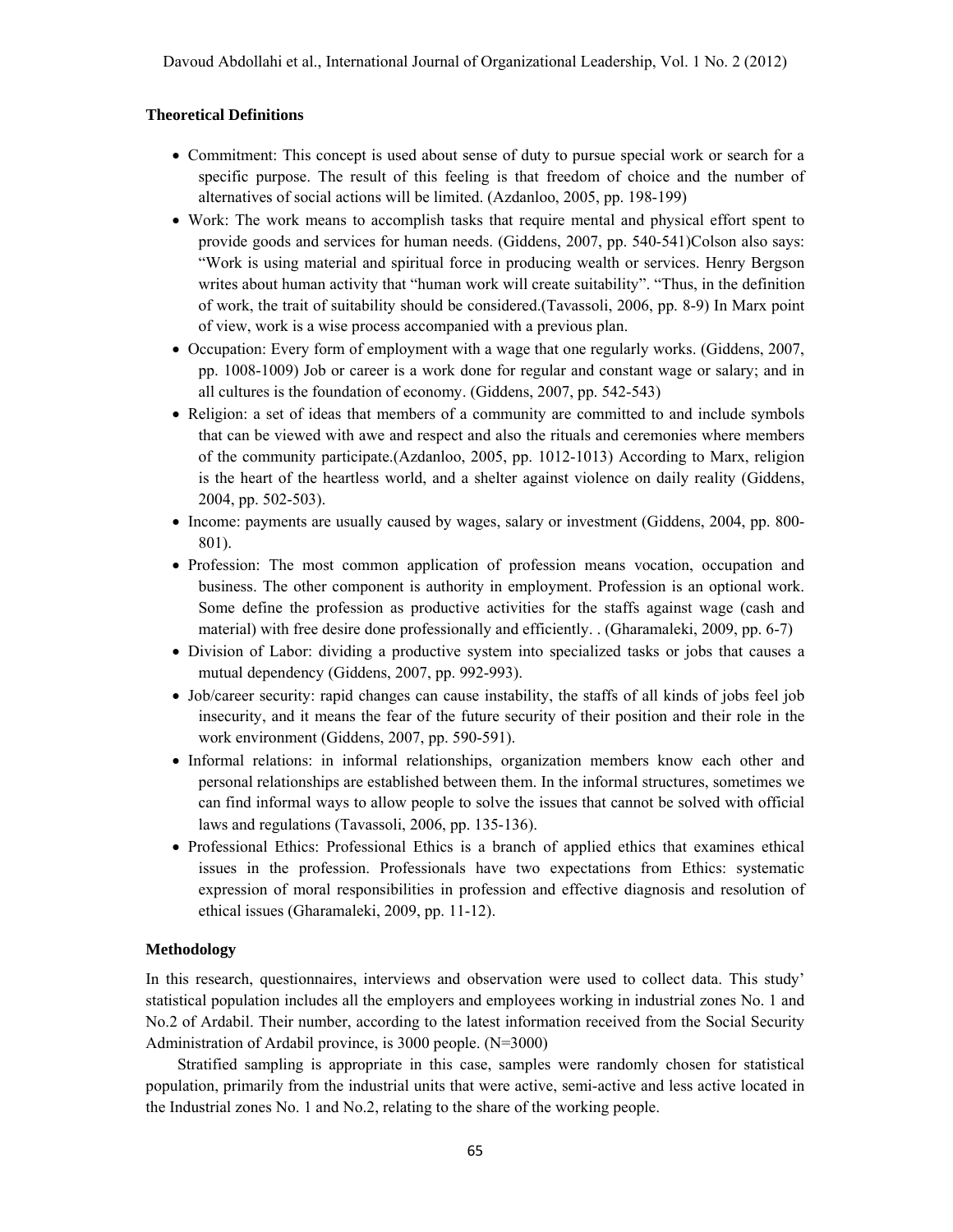### Theoretical Definitions

- Commitment: This concept is used about sense of duty to pursue special work or search for a specific purpose. The result of this feeling is that freedom of choice and the number of alternatives of social actions will be limited. (Azdanloo, 2005, pp. 198-199)
- Work: The work means to accomplish tasks that require mental and physical effort spent to provide goods and services for human needs. (Giddens, 2007, pp. 540-541)Colson also says: "Work is using material and spiritual force in producing wealth or services. Henry Bergson writes about human activity that "human work will create suitability". "Thus, in the definition of work, the trait of suitability should be considered.(Tavassoli, 2006, pp. 8-9) In Marx point of view, work is a wise process accompanied with a previous plan.
- Occupation: Every form of employment with a wage that one regularly works. (Giddens, 2007, pp. 1008-1009) Job or career is a work done for regular and constant wage or salary; and in all cultures is the foundation of economy. (Giddens, 2007, pp. 542-543)
- Religion: a set of ideas that members of a community are committed to and include symbols that can be viewed with awe and respect and also the rituals and ceremonies where members of the community participate.(Azdanloo, 2005, pp. 1012-1013) According to Marx, religion is the heart of the heartless world, and a shelter against violence on daily reality (Giddens, 2004, pp. 502-503).
- Income: payments are usually caused by wages, salary or investment (Giddens, 2004, pp. 800-801).
- Profession: The most common application of profession means vocation, occupation and business. The other component is authority in employment. Profession is an optional work. Some define the profession as productive activities for the staffs against wage (cash and material) with free desire done professionally and efficiently. . (Gharamaleki, 2009, pp. 6-7)
- Division of Labor: dividing a productive system into specialized tasks or jobs that causes a mutual dependency (Giddens, 2007, pp. 992-993).
- Job/career security: rapid changes can cause instability, the staffs of all kinds of jobs feel job insecurity, and it means the fear of the future security of their position and their role in the work environment (Giddens, 2007, pp. 590-591).
- Informal relations: in informal relationships, organization members know each other and personal relationships are established between them. In the informal structures, sometimes we can find informal ways to allow people to solve the issues that cannot be solved with official laws and regulations (Tavassoli, 2006, pp. 135-136).
- Professional Ethics: Professional Ethics is a branch of applied ethics that examines ethical issues in the profession. Professionals have two expectations from Ethics: systematic expression of moral responsibilities in profession and effective diagnosis and resolution of ethical issues (Gharamaleki, 2009, pp. 11-12).

### Methodology

In this research, questionnaires, interviews and observation were used to collect data. This study' statistical population includes all the employers and employees working in industrial zones No. 1 and No.2 of Ardabil. Their number, according to the latest information received from the Social Security Administration of Ardabil province, is 3000 people. (N=3000)

Stratified sampling is appropriate in this case, samples were randomly chosen for statistical population, primarily from the industrial units that were active, semi-active and less active located in the Industrial zones No. 1 and No.2, relating to the share of the working people.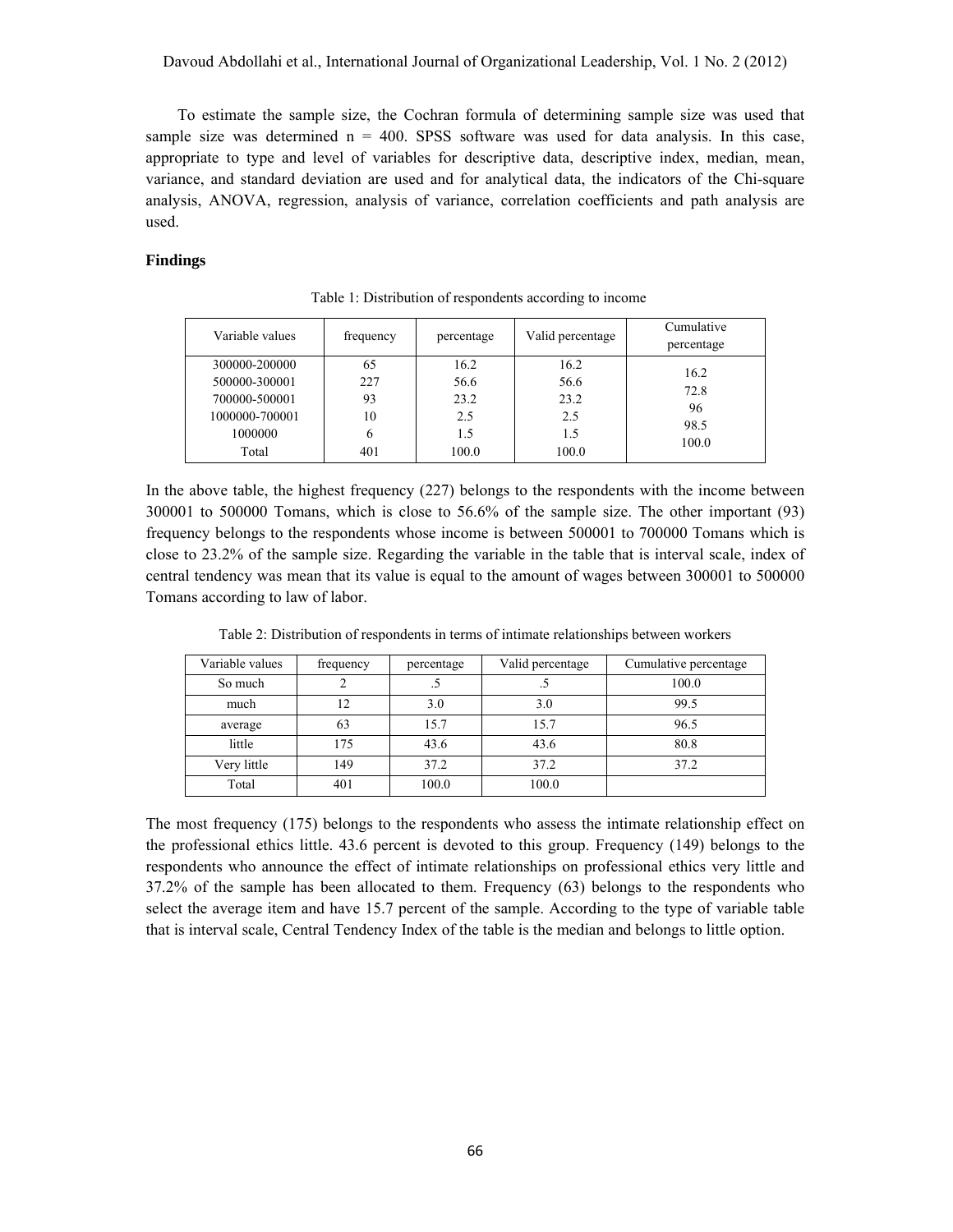To estimate the sample size, the Cochran formula of determining sample size was used that sample size was determined n = 400. SPSS software was used for data analysis. In this case, appropriate to type and level of variables for descriptive data, descriptive index, median, mean, variance, and standard deviation are used and for analytical data, the indicators of the Chi-square analysis, ANOVA, regression, analysis of variance, correlation coefficients and path analysis are used.

**Findings**

Table 1: Distribution of respondents according to income

| Variable values | frequency | percentage | Valid percentage | Cumulative percentage |
|---|---|---|---|---|
| 300000-200000 | 65 | 16.2 | 16.2 | 16.2 |
| 500000-300001 | 227 | 56.6 | 56.6 | 72.8 |
| 700000-500001 | 93 | 23.2 | 23.2 | 96 |
| 1000000-700001 | 10 | 2.5 | 2.5 | 98.5 |
| 1000000 | 6 | 1.5 | 1.5 | 100.0 |
| Total | 401 | 100.0 | 100.0 | |

In the above table, the highest frequency (227) belongs to the respondents with the income between 300001 to 500000 Tomans, which is close to 56.6% of the sample size. The other important (93) frequency belongs to the respondents whose income is between 500001 to 700000 Tomans which is close to 23.2% of the sample size. Regarding the variable in the table that is interval scale, index of central tendency was mean that its value is equal to the amount of wages between 300001 to 500000 Tomans according to law of labor.

Table 2: Distribution of respondents in terms of intimate relationships between workers

| Variable values | frequency | percentage | Valid percentage | Cumulative percentage |
|---|---|---|---|---|
| So much | 2 | .5 | .5 | 100.0 |
| much | 12 | 3.0 | 3.0 | 99.5 |
| average | 63 | 15.7 | 15.7 | 96.5 |
| little | 175 | 43.6 | 43.6 | 80.8 |
| Very little | 149 | 37.2 | 37.2 | 37.2 |
| Total | 401 | 100.0 | 100.0 | |

The most frequency (175) belongs to the respondents who assess the intimate relationship effect on the professional ethics little. 43.6 percent is devoted to this group. Frequency (149) belongs to the respondents who announce the effect of intimate relationships on professional ethics very little and 37.2% of the sample has been allocated to them. Frequency (63) belongs to the respondents who select the average item and have 15.7 percent of the sample. According to the type of variable table that is interval scale, Central Tendency Index of the table is the median and belongs to little option.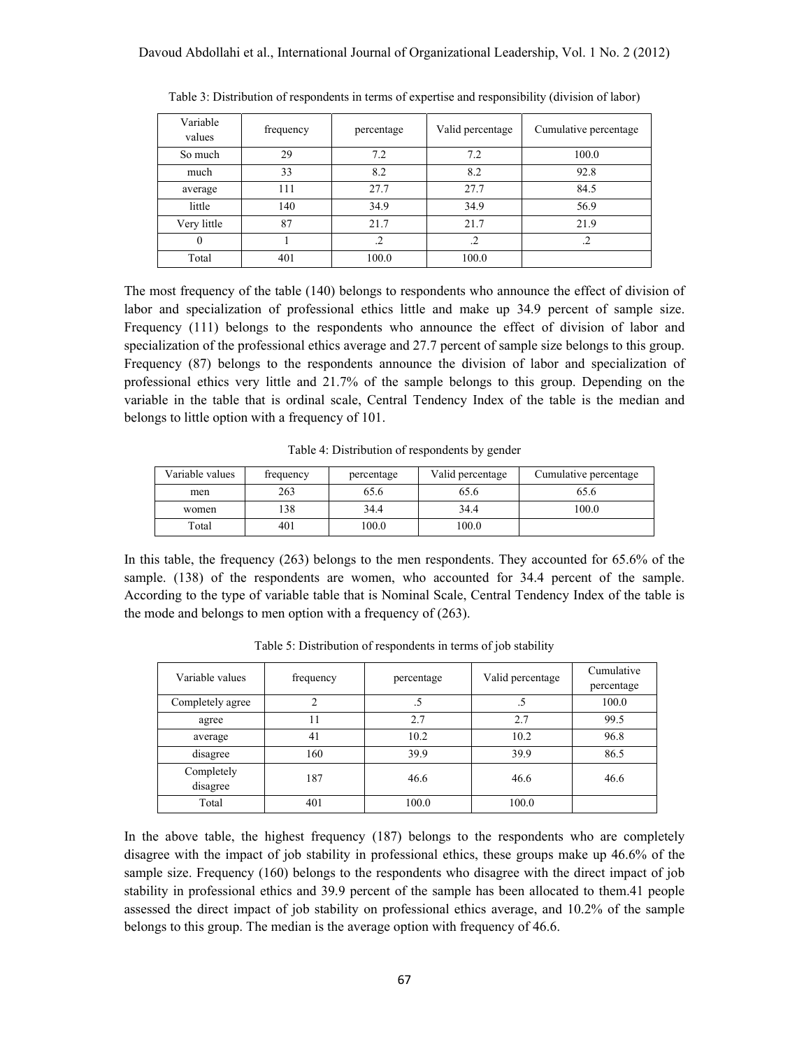Table 3: Distribution of respondents in terms of expertise and responsibility (division of labor)

| Variable values | frequency | percentage | Valid percentage | Cumulative percentage |
|---|---|---|---|---|
| So much | 29 | 7.2 | 7.2 | 100.0 |
| much | 33 | 8.2 | 8.2 | 92.8 |
| average | 111 | 27.7 | 27.7 | 84.5 |
| little | 140 | 34.9 | 34.9 | 56.9 |
| Very little | 87 | 21.7 | 21.7 | 21.9 |
| 0 | 1 | .2 | .2 | .2 |
| Total | 401 | 100.0 | 100.0 | |

The most frequency of the table (140) belongs to respondents who announce the effect of division of labor and specialization of professional ethics little and make up 34.9 percent of sample size. Frequency (111) belongs to the respondents who announce the effect of division of labor and specialization of the professional ethics average and 27.7 percent of sample size belongs to this group. Frequency (87) belongs to the respondents announce the division of labor and specialization of professional ethics very little and 21.7% of the sample belongs to this group. Depending on the variable in the table that is ordinal scale, Central Tendency Index of the table is the median and belongs to little option with a frequency of 101.

Table 4: Distribution of respondents by gender

| Variable values | frequency | percentage | Valid percentage | Cumulative percentage |
|---|---|---|---|---|
| men | 263 | 65.6 | 65.6 | 65.6 |
| women | 138 | 34.4 | 34.4 | 100.0 |
| Total | 401 | 100.0 | 100.0 | |

In this table, the frequency (263) belongs to the men respondents. They accounted for 65.6% of the sample. (138) of the respondents are women, who accounted for 34.4 percent of the sample. According to the type of variable table that is Nominal Scale, Central Tendency Index of the table is the mode and belongs to men option with a frequency of (263).

Table 5: Distribution of respondents in terms of job stability

| Variable values | frequency | percentage | Valid percentage | Cumulative percentage |
|---|---|---|---|---|
| Completely agree | 2 | .5 | .5 | 100.0 |
| agree | 11 | 2.7 | 2.7 | 99.5 |
| average | 41 | 10.2 | 10.2 | 96.8 |
| disagree | 160 | 39.9 | 39.9 | 86.5 |
| Completely disagree | 187 | 46.6 | 46.6 | 46.6 |
| Total | 401 | 100.0 | 100.0 | |

In the above table, the highest frequency (187) belongs to the respondents who are completely disagree with the impact of job stability in professional ethics, these groups make up 46.6% of the sample size. Frequency (160) belongs to the respondents who disagree with the direct impact of job stability in professional ethics and 39.9 percent of the sample has been allocated to them.41 people assessed the direct impact of job stability on professional ethics average, and 10.2% of the sample belongs to this group. The median is the average option with frequency of 46.6.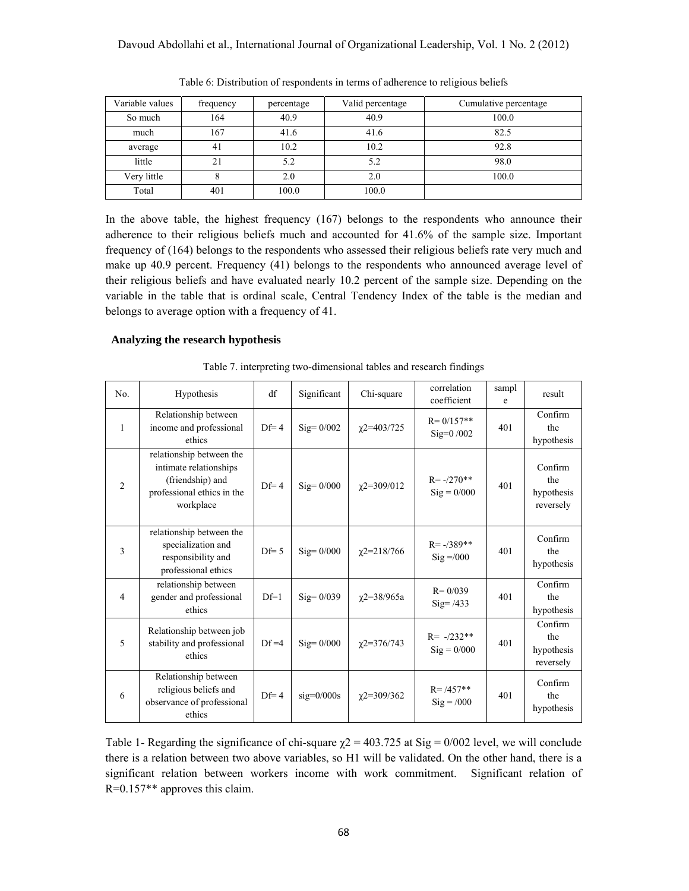Table 6: Distribution of respondents in terms of adherence to religious beliefs

| Variable values | frequency | percentage | Valid percentage | Cumulative percentage |
|---|---|---|---|---|
| So much | 164 | 40.9 | 40.9 | 100.0 |
| much | 167 | 41.6 | 41.6 | 82.5 |
| average | 41 | 10.2 | 10.2 | 92.8 |
| little | 21 | 5.2 | 5.2 | 98.0 |
| Very little | 8 | 2.0 | 2.0 | 100.0 |
| Total | 401 | 100.0 | 100.0 | |

In the above table, the highest frequency (167) belongs to the respondents who announce their adherence to their religious beliefs much and accounted for 41.6% of the sample size. Important frequency of (164) belongs to the respondents who assessed their religious beliefs rate very much and make up 40.9 percent. Frequency (41) belongs to the respondents who announced average level of their religious beliefs and have evaluated nearly 10.2 percent of the sample size. Depending on the variable in the table that is ordinal scale, Central Tendency Index of the table is the median and belongs to average option with a frequency of 41.

## Analyzing the research hypothesis

Table 7. interpreting two-dimensional tables and research findings

| No. | Hypothesis | df | Significant | Chi-square | correlation coefficient | sample | result |
|---|---|---|---|---|---|---|---|
| 1 | Relationship between income and professional ethics | Df= 4 | Sig= 0/002 | $\chi$2=403/725 | R= 0/157** Sig=0 /002 | 401 | Confirm the hypothesis |
| 2 | relationship between the intimate relationships (friendship) and professional ethics in the workplace | Df= 4 | Sig= 0/000 | $\chi$2=309/012 | R= -/270** Sig = 0/000 | 401 | Confirm the hypothesis reversely |
| 3 | relationship between the specialization and responsibility and professional ethics | Df= 5 | Sig= 0/000 | $\chi$2=218/766 | R= -/389** Sig =/000 | 401 | Confirm the hypothesis |
| 4 | relationship between gender and professional ethics | Df=1 | Sig= 0/039 | $\chi$2=38/965a | R= 0/039 Sig= /433 | 401 | Confirm the hypothesis |
| 5 | Relationship between job stability and professional ethics | Df =4 | Sig= 0/000 | $\chi$2=376/743 | R= -/232** Sig = 0/000 | 401 | Confirm the hypothesis reversely |
| 6 | Relationship between religious beliefs and observance of professional ethics | Df= 4 | sig=0/000s | $\chi$2=309/362 | R= /457** Sig = /000 | 401 | Confirm the hypothesis |

Table 1- Regarding the significance of chi-square $\chi 2 = 403.725$ at Sig = 0/002 level, we will conclude there is a relation between two above variables, so H1 will be validated. On the other hand, there is a significant relation between workers income with work commitment. Significant relation of R=0.157** approves this claim.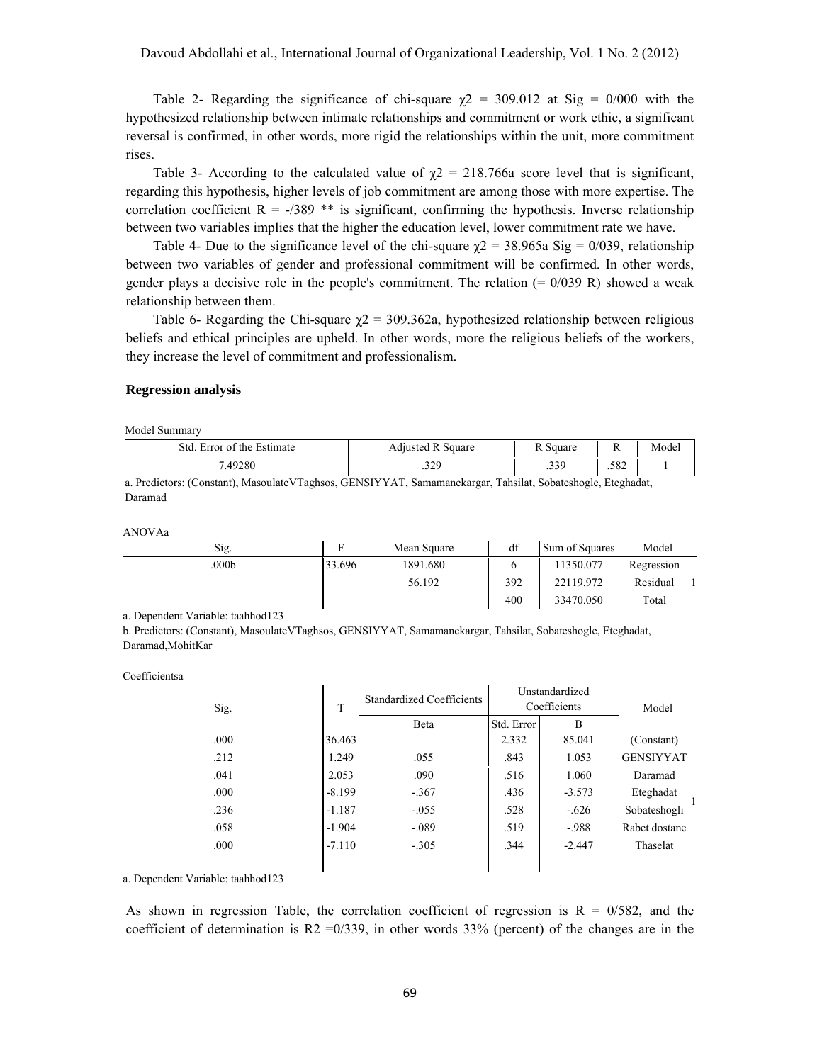Table 2- Regarding the significance of chi-square $\chi 2$ = 309.012 at Sig = 0/000 with the hypothesized relationship between intimate relationships and commitment or work ethic, a significant reversal is confirmed, in other words, more rigid the relationships within the unit, more commitment rises.

Table 3- According to the calculated value of $\chi 2$ = 218.766a score level that is significant, regarding this hypothesis, higher levels of job commitment are among those with more expertise. The correlation coefficient R = -/389 ** is significant, confirming the hypothesis. Inverse relationship between two variables implies that the higher the education level, lower commitment rate we have.

Table 4- Due to the significance level of the chi-square $\chi 2$ = 38.965a Sig = 0/039, relationship between two variables of gender and professional commitment will be confirmed. In other words, gender plays a decisive role in the people's commitment. The relation (= 0/039 R) showed a weak relationship between them.

Table 6- Regarding the Chi-square $\chi 2$ = 309.362a, hypothesized relationship between religious beliefs and ethical principles are upheld. In other words, more the religious beliefs of the workers, they increase the level of commitment and professionalism.

### Regression analysis

Model Summary

| Std. Error of the Estimate | Adjusted R Square | R Square | R | Model |
|---|---|---|---|---|
| 7.49280 | .329 | .339 | .582 | 1 |

a. Predictors: (Constant), MasoulateVTaghsos, GENSIYYAT, Samamanekargar, Tahsilat, Sobateshogle, Eteghadat, Daramad

ANOVAa

| Sig. | F | Mean Square | df | Sum of Squares | Model | |
|---|---|---|---|---|---|---|
| .000b | 33.696 | 1891.680 | 6 | 11350.077 | Regression | |
| | | 56.192 | 392 | 22119.972 | Residual | 1 |
| | | | 400 | 33470.050 | Total | |

a. Dependent Variable: taahhod123

b. Predictors: (Constant), MasoulateVTaghsos, GENSIYYAT, Samamanekargar, Tahsilat, Sobateshogle, Eteghadat, Daramad,MohitKar

Coefficientsa

| Sig. | T | Standardized Coefficients | Unstandardized Coefficients | | Model | |
|---|---|---|---|---|---|---|
| | | Beta | Std. Error | B | | |
| .000 | 36.463 | | 2.332 | 85.041 | (Constant) | |
| .212 | 1.249 | .055 | .843 | 1.053 | GENSIYYAT | |
| .041 | 2.053 | .090 | .516 | 1.060 | Daramad | |
| .000 | -8.199 | -.367 | .436 | -3.573 | Eteghadat | 1 |
| .236 | -1.187 | -.055 | .528 | -.626 | Sobateshogli | |
| .058 | -1.904 | -.089 | .519 | -.988 | Rabet dostane | |
| .000 | -7.110 | -.305 | .344 | -2.447 | Thaselat | |

a. Dependent Variable: taahhod123

As shown in regression Table, the correlation coefficient of regression is R = 0/582, and the coefficient of determination is R2 =0/339, in other words 33% (percent) of the changes are in the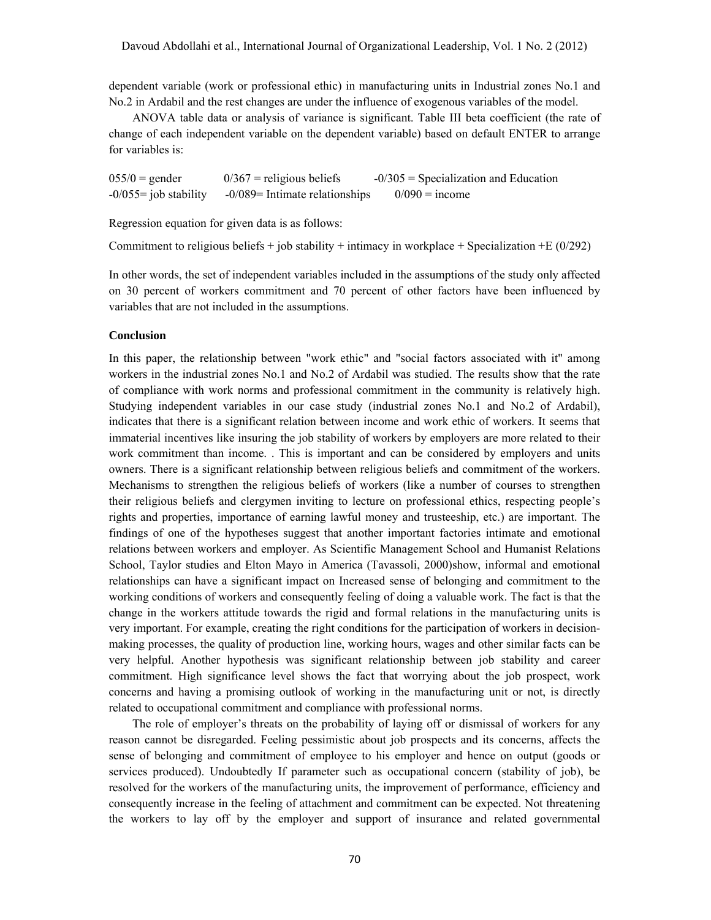dependent variable (work or professional ethic) in manufacturing units in Industrial zones No.1 and No.2 in Ardabil and the rest changes are under the influence of exogenous variables of the model.

ANOVA table data or analysis of variance is significant. Table III beta coefficient (the rate of change of each independent variable on the dependent variable) based on default ENTER to arrange for variables is:

055/0 = gender 0/367 = religious beliefs -0/305 = Specialization and Education
-0/055= job stability -0/089= Intimate relationships 0/090 = income

Regression equation for given data is as follows:

Commitment to religious beliefs + job stability + intimacy in workplace + Specialization +E (0/292)

In other words, the set of independent variables included in the assumptions of the study only affected on 30 percent of workers commitment and 70 percent of other factors have been influenced by variables that are not included in the assumptions.

## Conclusion

In this paper, the relationship between "work ethic" and "social factors associated with it" among workers in the industrial zones No.1 and No.2 of Ardabil was studied. The results show that the rate of compliance with work norms and professional commitment in the community is relatively high. Studying independent variables in our case study (industrial zones No.1 and No.2 of Ardabil), indicates that there is a significant relation between income and work ethic of workers. It seems that immaterial incentives like insuring the job stability of workers by employers are more related to their work commitment than income. . This is important and can be considered by employers and units owners. There is a significant relationship between religious beliefs and commitment of the workers. Mechanisms to strengthen the religious beliefs of workers (like a number of courses to strengthen their religious beliefs and clergymen inviting to lecture on professional ethics, respecting people's rights and properties, importance of earning lawful money and trusteeship, etc.) are important. The findings of one of the hypotheses suggest that another important factories intimate and emotional relations between workers and employer. As Scientific Management School and Humanist Relations School, Taylor studies and Elton Mayo in America (Tavassoli, 2000)show, informal and emotional relationships can have a significant impact on Increased sense of belonging and commitment to the working conditions of workers and consequently feeling of doing a valuable work. The fact is that the change in the workers attitude towards the rigid and formal relations in the manufacturing units is very important. For example, creating the right conditions for the participation of workers in decision-making processes, the quality of production line, working hours, wages and other similar facts can be very helpful. Another hypothesis was significant relationship between job stability and career commitment. High significance level shows the fact that worrying about the job prospect, work concerns and having a promising outlook of working in the manufacturing unit or not, is directly related to occupational commitment and compliance with professional norms.

The role of employer's threats on the probability of laying off or dismissal of workers for any reason cannot be disregarded. Feeling pessimistic about job prospects and its concerns, affects the sense of belonging and commitment of employee to his employer and hence on output (goods or services produced). Undoubtedly If parameter such as occupational concern (stability of job), be resolved for the workers of the manufacturing units, the improvement of performance, efficiency and consequently increase in the feeling of attachment and commitment can be expected. Not threatening the workers to lay off by the employer and support of insurance and related governmental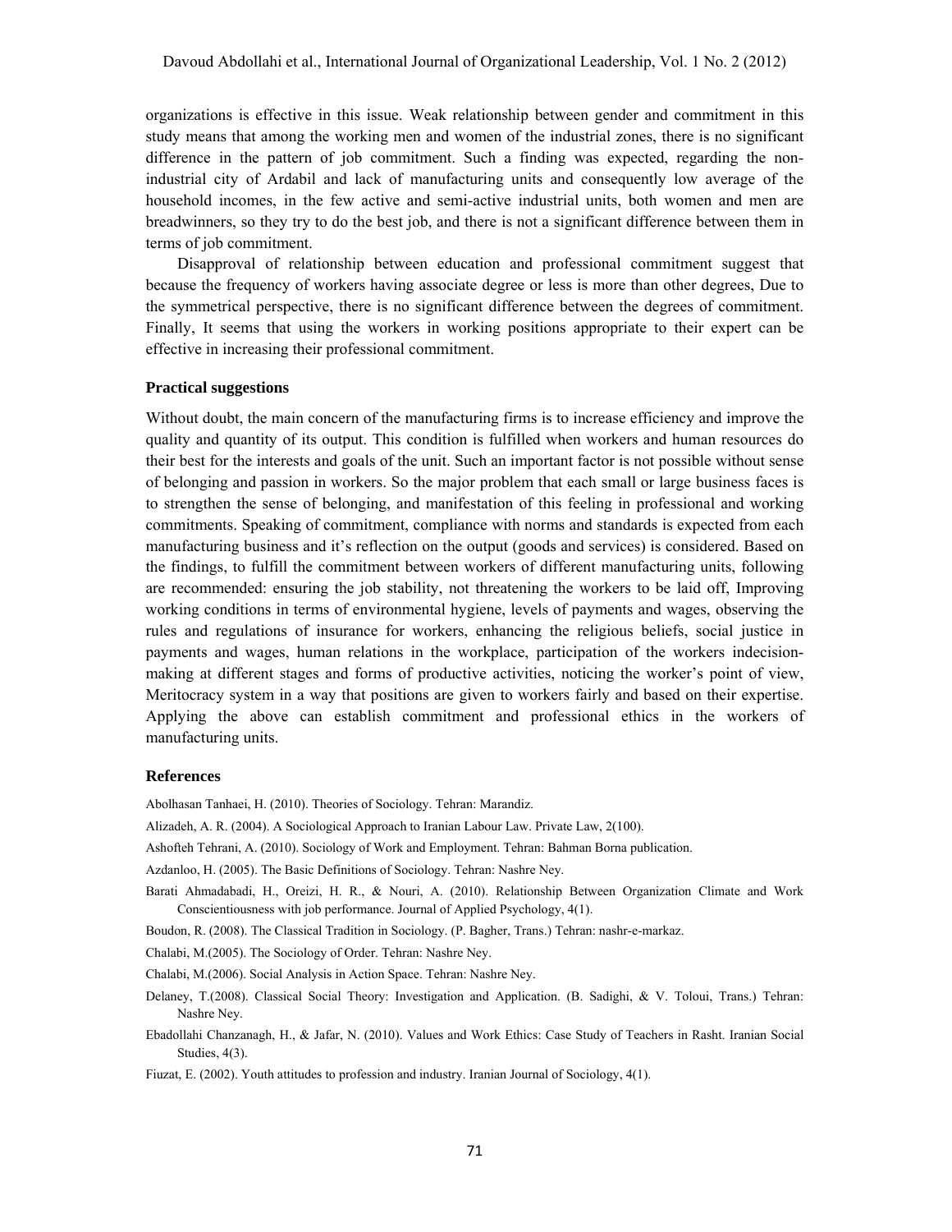organizations is effective in this issue. Weak relationship between gender and commitment in this study means that among the working men and women of the industrial zones, there is no significant difference in the pattern of job commitment. Such a finding was expected, regarding the non-industrial city of Ardabil and lack of manufacturing units and consequently low average of the household incomes, in the few active and semi-active industrial units, both women and men are breadwinners, so they try to do the best job, and there is not a significant difference between them in terms of job commitment.

Disapproval of relationship between education and professional commitment suggest that because the frequency of workers having associate degree or less is more than other degrees, Due to the symmetrical perspective, there is no significant difference between the degrees of commitment. Finally, It seems that using the workers in working positions appropriate to their expert can be effective in increasing their professional commitment.

### Practical suggestions

Without doubt, the main concern of the manufacturing firms is to increase efficiency and improve the quality and quantity of its output. This condition is fulfilled when workers and human resources do their best for the interests and goals of the unit. Such an important factor is not possible without sense of belonging and passion in workers. So the major problem that each small or large business faces is to strengthen the sense of belonging, and manifestation of this feeling in professional and working commitments. Speaking of commitment, compliance with norms and standards is expected from each manufacturing business and it's reflection on the output (goods and services) is considered. Based on the findings, to fulfill the commitment between workers of different manufacturing units, following are recommended: ensuring the job stability, not threatening the workers to be laid off, Improving working conditions in terms of environmental hygiene, levels of payments and wages, observing the rules and regulations of insurance for workers, enhancing the religious beliefs, social justice in payments and wages, human relations in the workplace, participation of the workers indecision-making at different stages and forms of productive activities, noticing the worker's point of view, Meritocracy system in a way that positions are given to workers fairly and based on their expertise. Applying the above can establish commitment and professional ethics in the workers of manufacturing units.

### References

Abolhasan Tanhaei, H. (2010). Theories of Sociology. Tehran: Marandiz.

Alizadeh, A. R. (2004). A Sociological Approach to Iranian Labour Law. Private Law, 2(100).

Ashofteh Tehrani, A. (2010). Sociology of Work and Employment. Tehran: Bahman Borna publication.

Azdanloo, H. (2005). The Basic Definitions of Sociology. Tehran: Nashre Ney.

Barati Ahmadabadi, H., Oreizi, H. R., & Nouri, A. (2010). Relationship Between Organization Climate and Work Conscientiousness with job performance. Journal of Applied Psychology, 4(1).

Boudon, R. (2008). The Classical Tradition in Sociology. (P. Bagher, Trans.) Tehran: nashr-e-markaz.

Chalabi, M.(2005). The Sociology of Order. Tehran: Nashre Ney.

Chalabi, M.(2006). Social Analysis in Action Space. Tehran: Nashre Ney.

Delaney, T.(2008). Classical Social Theory: Investigation and Application. (B. Sadighi, & V. Toloui, Trans.) Tehran: Nashre Ney.

Ebadollahi Chanzanagh, H., & Jafar, N. (2010). Values and Work Ethics: Case Study of Teachers in Rasht. Iranian Social Studies, 4(3).

Fiuzat, E. (2002). Youth attitudes to profession and industry. Iranian Journal of Sociology, 4(1).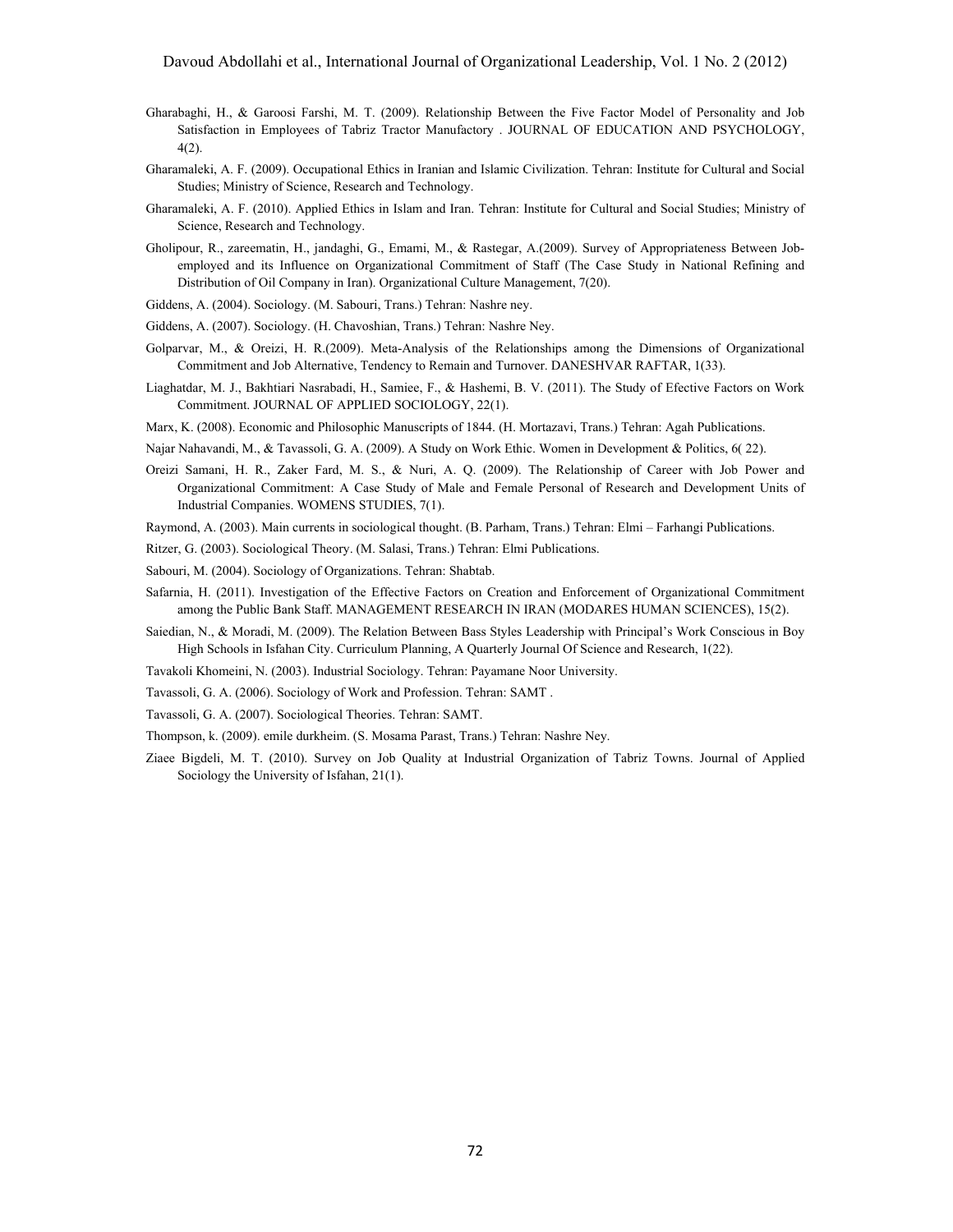Gharabaghi, H., & Garoosi Farshi, M. T. (2009). Relationship Between the Five Factor Model of Personality and Job Satisfaction in Employees of Tabriz Tractor Manufactory . JOURNAL OF EDUCATION AND PSYCHOLOGY, 4(2).

Gharamaleki, A. F. (2009). Occupational Ethics in Iranian and Islamic Civilization. Tehran: Institute for Cultural and Social Studies; Ministry of Science, Research and Technology.

Gharamaleki, A. F. (2010). Applied Ethics in Islam and Iran. Tehran: Institute for Cultural and Social Studies; Ministry of Science, Research and Technology.

Gholipour, R., zareematin, H., jandaghi, G., Emami, M., & Rastegar, A.(2009). Survey of Appropriateness Between Job-employed and its Influence on Organizational Commitment of Staff (The Case Study in National Refining and Distribution of Oil Company in Iran). Organizational Culture Management, 7(20).

Giddens, A. (2004). Sociology. (M. Sabouri, Trans.) Tehran: Nashre ney.

Giddens, A. (2007). Sociology. (H. Chavoshian, Trans.) Tehran: Nashre Ney.

Golparvar, M., & Oreizi, H. R.(2009). Meta-Analysis of the Relationships among the Dimensions of Organizational Commitment and Job Alternative, Tendency to Remain and Turnover. DANESHVAR RAFTAR, 1(33).

Liaghatdar, M. J., Bakhtiari Nasrabadi, H., Samiee, F., & Hashemi, B. V. (2011). The Study of Efective Factors on Work Commitment. JOURNAL OF APPLIED SOCIOLOGY, 22(1).

Marx, K. (2008). Economic and Philosophic Manuscripts of 1844. (H. Mortazavi, Trans.) Tehran: Agah Publications.

Najar Nahavandi, M., & Tavassoli, G. A. (2009). A Study on Work Ethic. Women in Development & Politics, 6( 22).

Oreizi Samani, H. R., Zaker Fard, M. S., & Nuri, A. Q. (2009). The Relationship of Career with Job Power and Organizational Commitment: A Case Study of Male and Female Personal of Research and Development Units of Industrial Companies. WOMENS STUDIES, 7(1).

Raymond, A. (2003). Main currents in sociological thought. (B. Parham, Trans.) Tehran: Elmi – Farhangi Publications.

Ritzer, G. (2003). Sociological Theory. (M. Salasi, Trans.) Tehran: Elmi Publications.

Sabouri, M. (2004). Sociology of Organizations. Tehran: Shabtab.

Safarnia, H. (2011). Investigation of the Effective Factors on Creation and Enforcement of Organizational Commitment among the Public Bank Staff. MANAGEMENT RESEARCH IN IRAN (MODARES HUMAN SCIENCES), 15(2).

Saiedian, N., & Moradi, M. (2009). The Relation Between Bass Styles Leadership with Principal's Work Conscious in Boy High Schools in Isfahan City. Curriculum Planning, A Quarterly Journal Of Science and Research, 1(22).

Tavakoli Khomeini, N. (2003). Industrial Sociology. Tehran: Payamane Noor University.

Tavassoli, G. A. (2006). Sociology of Work and Profession. Tehran: SAMT .

Tavassoli, G. A. (2007). Sociological Theories. Tehran: SAMT.

Thompson, k. (2009). emile durkheim. (S. Mosama Parast, Trans.) Tehran: Nashre Ney.

Ziaee Bigdeli, M. T. (2010). Survey on Job Quality at Industrial Organization of Tabriz Towns. Journal of Applied Sociology the University of Isfahan, 21(1).